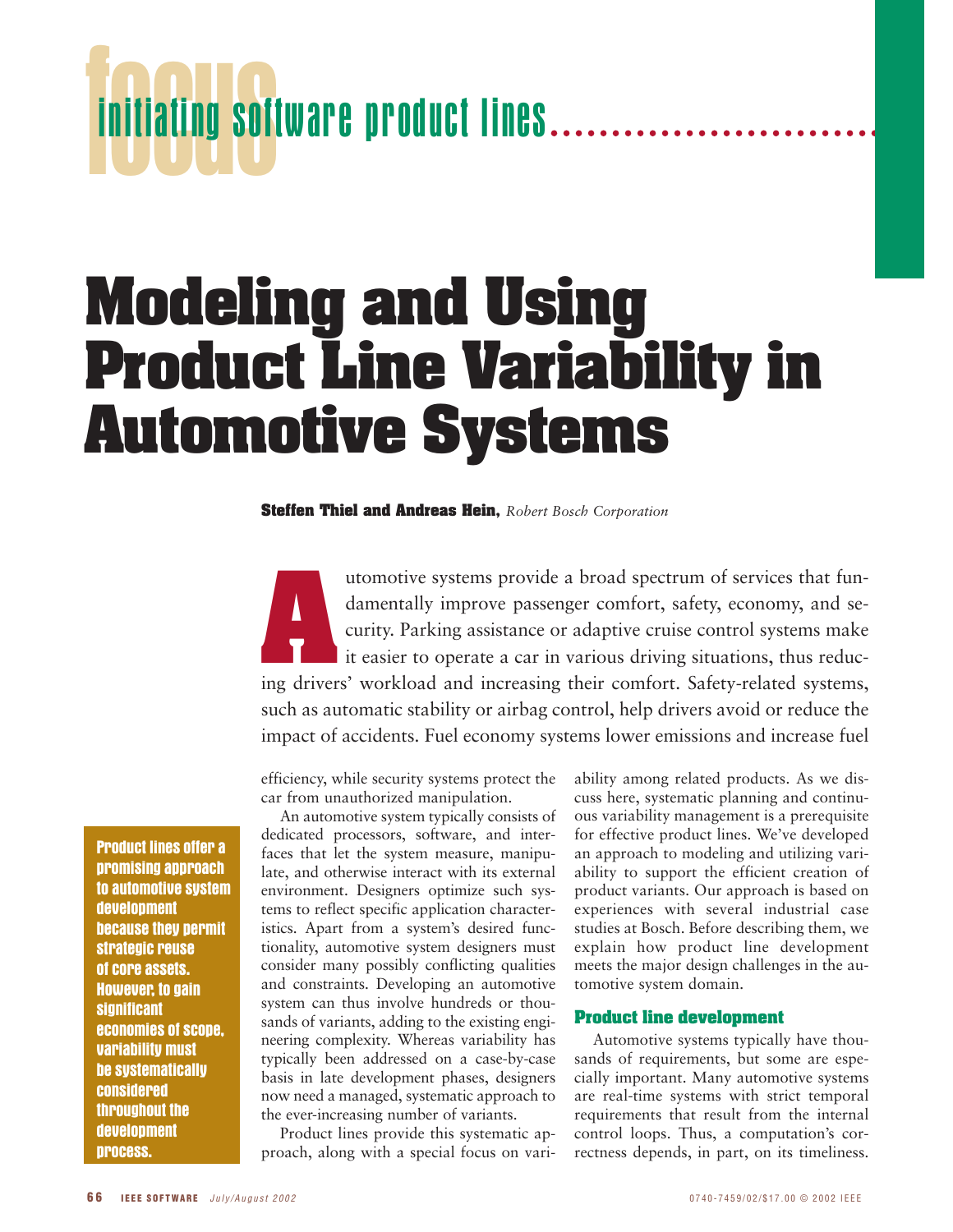focus initiating software product lines

# Modeling and Using Product Line Variability in Automotive Systems

**Steffen Thiel and Andreas Hein,** *Robert Bosch Corporation*

**Product lines offer a promising approach to automotive system development because they permit strategic reuse of core assets. However, to gain significant economies of scope, variability must be systematically considered throughout the development process.**

Automotive systems provide a broad spectrum of services that fundamentally improve passenger comfort, safety, economy, and security. Parking assistance or adaptive cruise control systems make it easier to operate a car in various driving situations, thus reducing drivers' workload and increasing their comfort. Safety-related systems, such as automatic stability or airbag control, help drivers avoid or reduce the impact of accidents. Fuel economy systems lower emissions and increase fuel efficiency, while security systems protect the car from unauthorized manipulation.

An automotive system typically consists of dedicated processors, software, and interfaces that let the system measure, manipulate, and otherwise interact with its external environment. Designers optimize such systems to reflect specific application characteristics. Apart from a system's desired functionality, automotive system designers must consider many possibly conflicting qualities and constraints. Developing an automotive system can thus involve hundreds or thousands of variants, adding to the existing engineering complexity. Whereas variability has typically been addressed on a case-by-case basis in late development phases, designers now need a managed, systematic approach to the ever-increasing number of variants.

Product lines provide this systematic approach, along with a special focus on variability among related products. As we discuss here, systematic planning and continuous variability management is a prerequisite for effective product lines. We've developed an approach to modeling and utilizing variability to support the efficient creation of product variants. Our approach is based on experiences with several industrial case studies at Bosch. Before describing them, we explain how product line development meets the major design challenges in the automotive system domain.

## Product line development

Automotive systems typically have thousands of requirements, but some are especially important. Many automotive systems are real-time systems with strict temporal requirements that result from the internal control loops. Thus, a computation's correctness depends, in part, on its timeliness.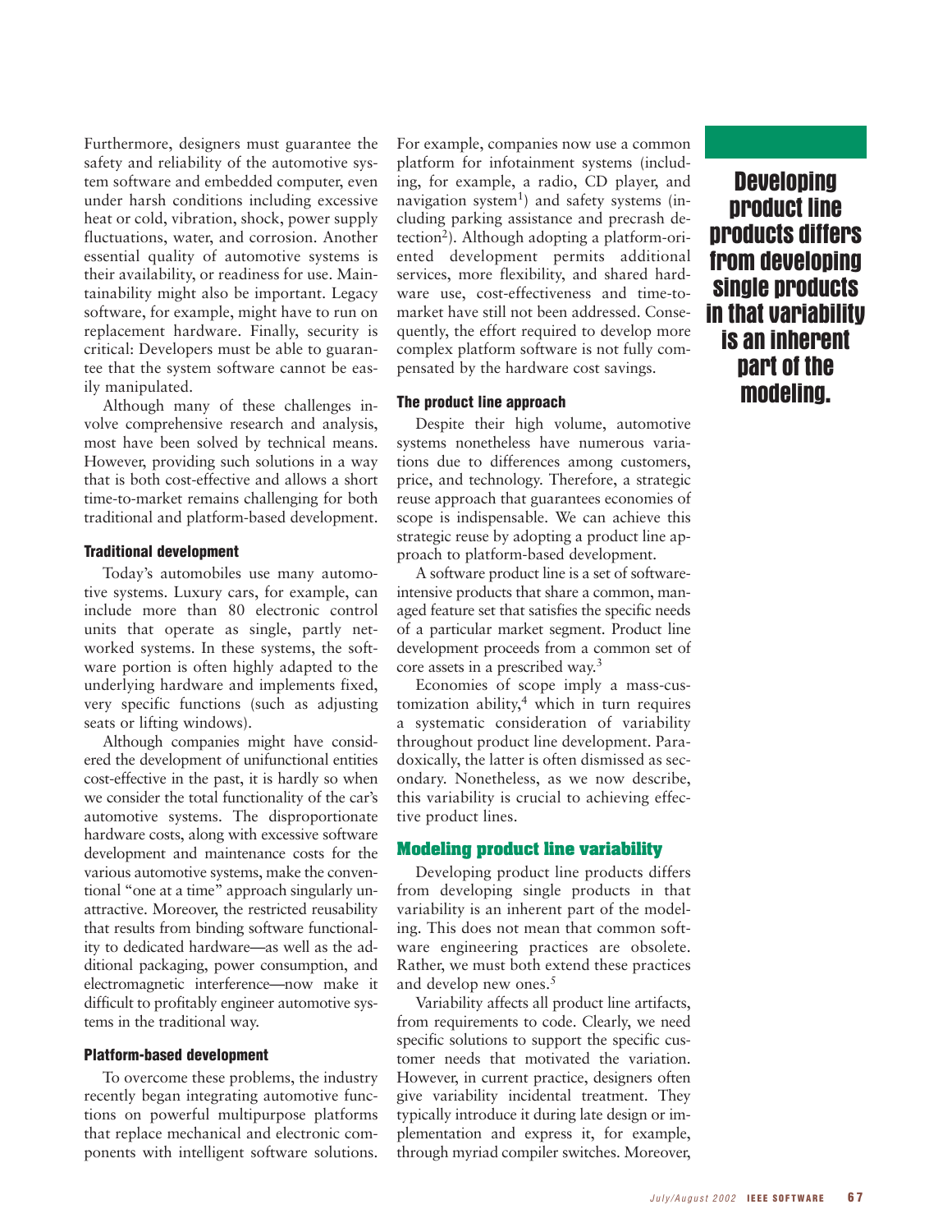Furthermore, designers must guarantee the safety and reliability of the automotive system software and embedded computer, even under harsh conditions including excessive heat or cold, vibration, shock, power supply fluctuations, water, and corrosion. Another essential quality of automotive systems is their availability, or readiness for use. Maintainability might also be important. Legacy software, for example, might have to run on replacement hardware. Finally, security is critical: Developers must be able to guarantee that the system software cannot be easily manipulated.

Although many of these challenges involve comprehensive research and analysis, most have been solved by technical means. However, providing such solutions in a way that is both cost-effective and allows a short time-to-market remains challenging for both traditional and platform-based development.

### Traditional development

Today's automobiles use many automotive systems. Luxury cars, for example, can include more than 80 electronic control units that operate as single, partly networked systems. In these systems, the software portion is often highly adapted to the underlying hardware and implements fixed, very specific functions (such as adjusting seats or lifting windows).

Although companies might have considered the development of unifunctional entities cost-effective in the past, it is hardly so when we consider the total functionality of the car's automotive systems. The disproportionate hardware costs, along with excessive software development and maintenance costs for the various automotive systems, make the conventional "one at a time" approach singularly unattractive. Moreover, the restricted reusability that results from binding software functionality to dedicated hardware—as well as the additional packaging, power consumption, and electromagnetic interference—now make it difficult to profitably engineer automotive systems in the traditional way.

### Platform-based development

To overcome these problems, the industry recently began integrating automotive functions on powerful multipurpose platforms that replace mechanical and electronic components with intelligent software solutions. For example, companies now use a common platform for infotainment systems (including, for example, a radio, CD player, and navigation system[1]) and safety systems (including parking assistance and precrash detection[2]). Although adopting a platform-oriented development permits additional services, more flexibility, and shared hardware use, cost-effectiveness and time-to-market have still not been addressed. Consequently, the effort required to develop more complex platform software is not fully compensated by the hardware cost savings.

### The product line approach

Despite their high volume, automotive systems nonetheless have numerous variations due to differences among customers, price, and technology. Therefore, a strategic reuse approach that guarantees economies of scope is indispensable. We can achieve this strategic reuse by adopting a product line approach to platform-based development.

A software product line is a set of software-intensive products that share a common, managed feature set that satisfies the specific needs of a particular market segment. Product line development proceeds from a common set of core assets in a prescribed way.[3]

Economies of scope imply a mass-customization ability,[4] which in turn requires a systematic consideration of variability throughout product line development. Paradoxically, the latter is often dismissed as secondary. Nonetheless, as we now describe, this variability is crucial to achieving effective product lines.

## Modeling product line variability

Developing product line products differs from developing single products in that variability is an inherent part of the modeling. This does not mean that common software engineering practices are obsolete. Rather, we must both extend these practices and develop new ones.[5]

Variability affects all product line artifacts, from requirements to code. Clearly, we need specific solutions to support the specific customer needs that motivated the variation. However, in current practice, designers often give variability incidental treatment. They typically introduce it during late design or implementation and express it, for example, through myriad compiler switches. Moreover,

**Developing product line products differs from developing single products in that variability is an inherent part of the modeling.**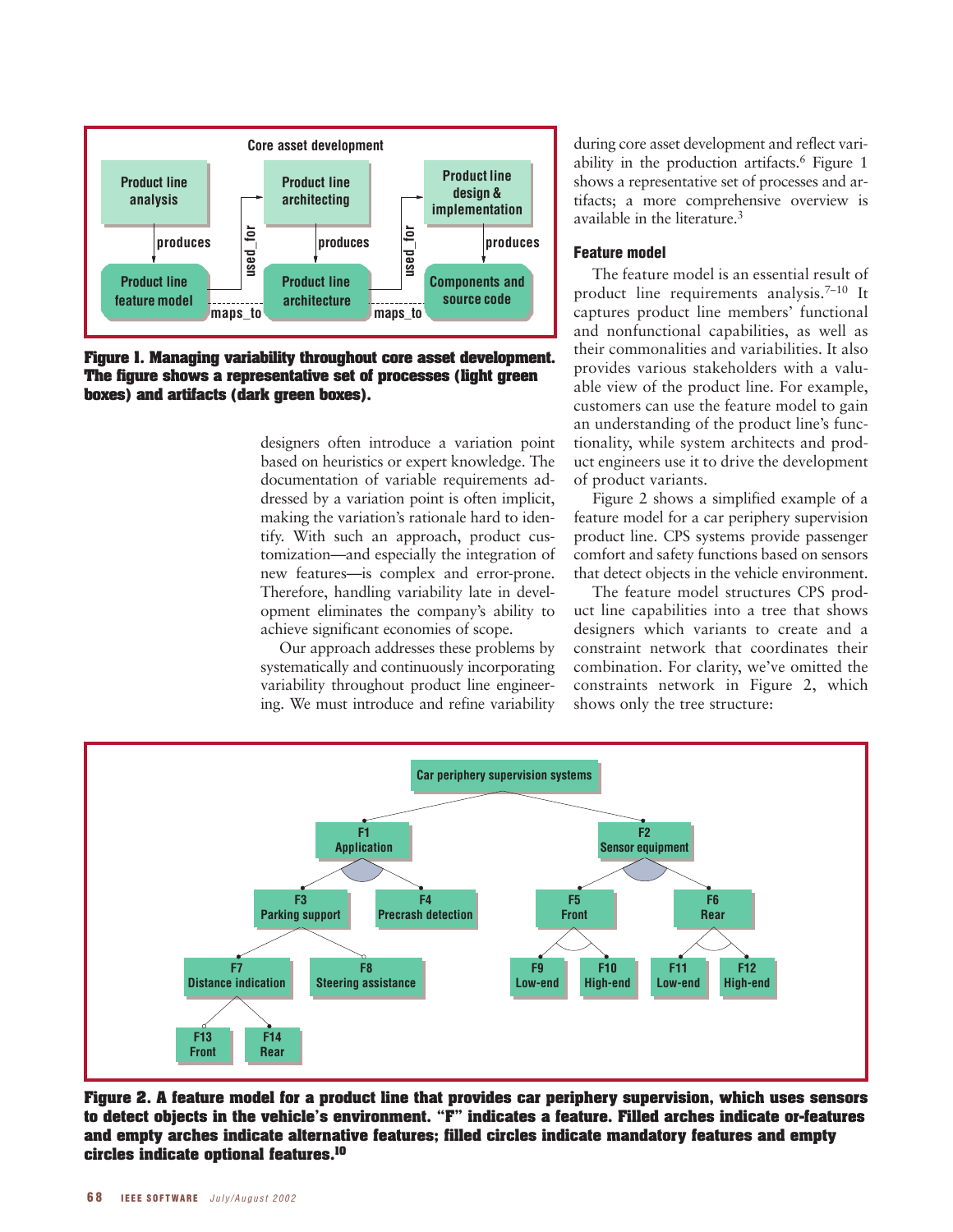Figure 1. Managing variability throughout core asset development. The figure shows a representative set of processes (light green boxes) and artifacts (dark green boxes).

designers often introduce a variation point based on heuristics or expert knowledge. The documentation of variable requirements addressed by a variation point is often implicit, making the variation's rationale hard to identify. With such an approach, product customization—and especially the integration of new features—is complex and error-prone. Therefore, handling variability late in development eliminates the company's ability to achieve significant economies of scope.

Our approach addresses these problems by systematically and continuously incorporating variability throughout product line engineering. We must introduce and refine variability during core asset development and reflect variability in the production artifacts.[6] Figure 1 shows a representative set of processes and artifacts; a more comprehensive overview is available in the literature.[3]

### Feature model

The feature model is an essential result of product line requirements analysis.[7–10] It captures product line members' functional and nonfunctional capabilities, as well as their commonalities and variabilities. It also provides various stakeholders with a valuable view of the product line. For example, customers can use the feature model to gain an understanding of the product line's functionality, while system architects and product engineers use it to drive the development of product variants.

Figure 2 shows a simplified example of a feature model for a car periphery supervision product line. CPS systems provide passenger comfort and safety functions based on sensors that detect objects in the vehicle environment.

The feature model structures CPS product line capabilities into a tree that shows designers which variants to create and a constraint network that coordinates their combination. For clarity, we've omitted the constraints network in Figure 2, which shows only the tree structure:

Figure 2. A feature model for a product line that provides car periphery supervision, which uses sensors to detect objects in the vehicle's environment. "F" indicates a feature. Filled arches indicate or-features and empty arches indicate alternative features; filled circles indicate mandatory features and empty circles indicate optional features.[10]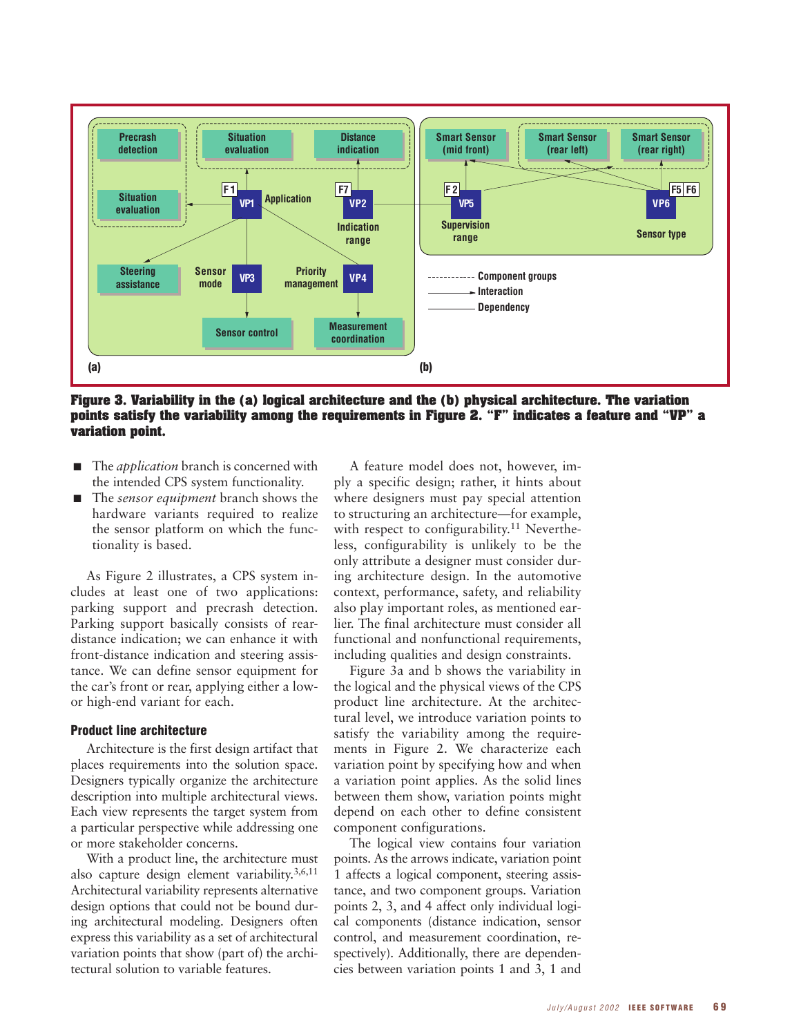**Figure 3. Variability in the (a) logical architecture and the (b) physical architecture. The variation points satisfy the variability among the requirements in Figure 2. "F" indicates a feature and "VP" a variation point.**

- The *application* branch is concerned with the intended CPS system functionality.
- The *sensor equipment* branch shows the hardware variants required to realize the sensor platform on which the functionality is based.

As Figure 2 illustrates, a CPS system includes at least one of two applications: parking support and precrash detection. Parking support basically consists of rear-distance indication; we can enhance it with front-distance indication and steering assistance. We can define sensor equipment for the car's front or rear, applying either a low- or high-end variant for each.

### Product line architecture

Architecture is the first design artifact that places requirements into the solution space. Designers typically organize the architecture description into multiple architectural views. Each view represents the target system from a particular perspective while addressing one or more stakeholder concerns.

With a product line, the architecture must also capture design element variability.[3,6,11] Architectural variability represents alternative design options that could not be bound during architectural modeling. Designers often express this variability as a set of architectural variation points that show (part of) the architectural solution to variable features.

A feature model does not, however, imply a specific design; rather, it hints about where designers must pay special attention to structuring an architecture—for example, with respect to configurability.[11] Nevertheless, configurability is unlikely to be the only attribute a designer must consider during architecture design. In the automotive context, performance, safety, and reliability also play important roles, as mentioned earlier. The final architecture must consider all functional and nonfunctional requirements, including qualities and design constraints.

Figure 3a and b shows the variability in the logical and the physical views of the CPS product line architecture. At the architectural level, we introduce variation points to satisfy the variability among the requirements in Figure 2. We characterize each variation point by specifying how and when a variation point applies. As the solid lines between them show, variation points might depend on each other to define consistent component configurations.

The logical view contains four variation points. As the arrows indicate, variation point 1 affects a logical component, steering assistance, and two component groups. Variation points 2, 3, and 4 affect only individual logical components (distance indication, sensor control, and measurement coordination, respectively). Additionally, there are dependencies between variation points 1 and 3, 1 and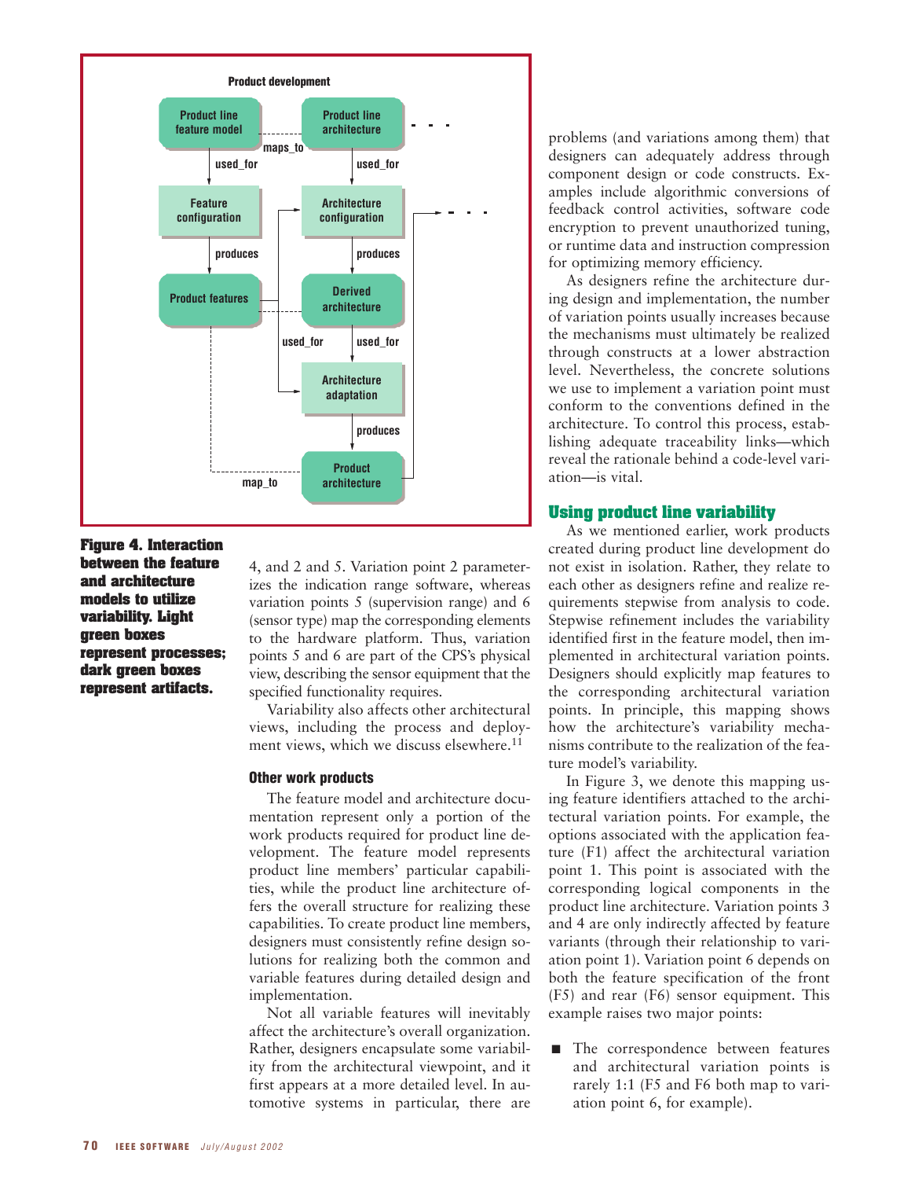Figure 4. Interaction between the feature and architecture models to utilize variability. Light green boxes represent processes; dark green boxes represent artifacts.

4, and 2 and 5. Variation point 2 parameterizes the indication range software, whereas variation points 5 (supervision range) and 6 (sensor type) map the corresponding elements to the hardware platform. Thus, variation points 5 and 6 are part of the CPS's physical view, describing the sensor equipment that the specified functionality requires.

Variability also affects other architectural views, including the process and deployment views, which we discuss elsewhere.[11]

### Other work products

The feature model and architecture documentation represent only a portion of the work products required for product line development. The feature model represents product line members' particular capabilities, while the product line architecture offers the overall structure for realizing these capabilities. To create product line members, designers must consistently refine design solutions for realizing both the common and variable features during detailed design and implementation.

Not all variable features will inevitably affect the architecture's overall organization. Rather, designers encapsulate some variability from the architectural viewpoint, and it first appears at a more detailed level. In automotive systems in particular, there are problems (and variations among them) that designers can adequately address through component design or code constructs. Examples include algorithmic conversions of feedback control activities, software code encryption to prevent unauthorized tuning, or runtime data and instruction compression for optimizing memory efficiency.

As designers refine the architecture during design and implementation, the number of variation points usually increases because the mechanisms must ultimately be realized through constructs at a lower abstraction level. Nevertheless, the concrete solutions we use to implement a variation point must conform to the conventions defined in the architecture. To control this process, establishing adequate traceability links—which reveal the rationale behind a code-level variation—is vital.

## Using product line variability

As we mentioned earlier, work products created during product line development do not exist in isolation. Rather, they relate to each other as designers refine and realize requirements stepwise from analysis to code. Stepwise refinement includes the variability identified first in the feature model, then implemented in architectural variation points. Designers should explicitly map features to the corresponding architectural variation points. In principle, this mapping shows how the architecture's variability mechanisms contribute to the realization of the feature model's variability.

In Figure 3, we denote this mapping using feature identifiers attached to the architectural variation points. For example, the options associated with the application feature (F1) affect the architectural variation point 1. This point is associated with the corresponding logical components in the product line architecture. Variation points 3 and 4 are only indirectly affected by feature variants (through their relationship to variation point 1). Variation point 6 depends on both the feature specification of the front (F5) and rear (F6) sensor equipment. This example raises two major points:

- The correspondence between features and architectural variation points is rarely 1:1 (F5 and F6 both map to variation point 6, for example).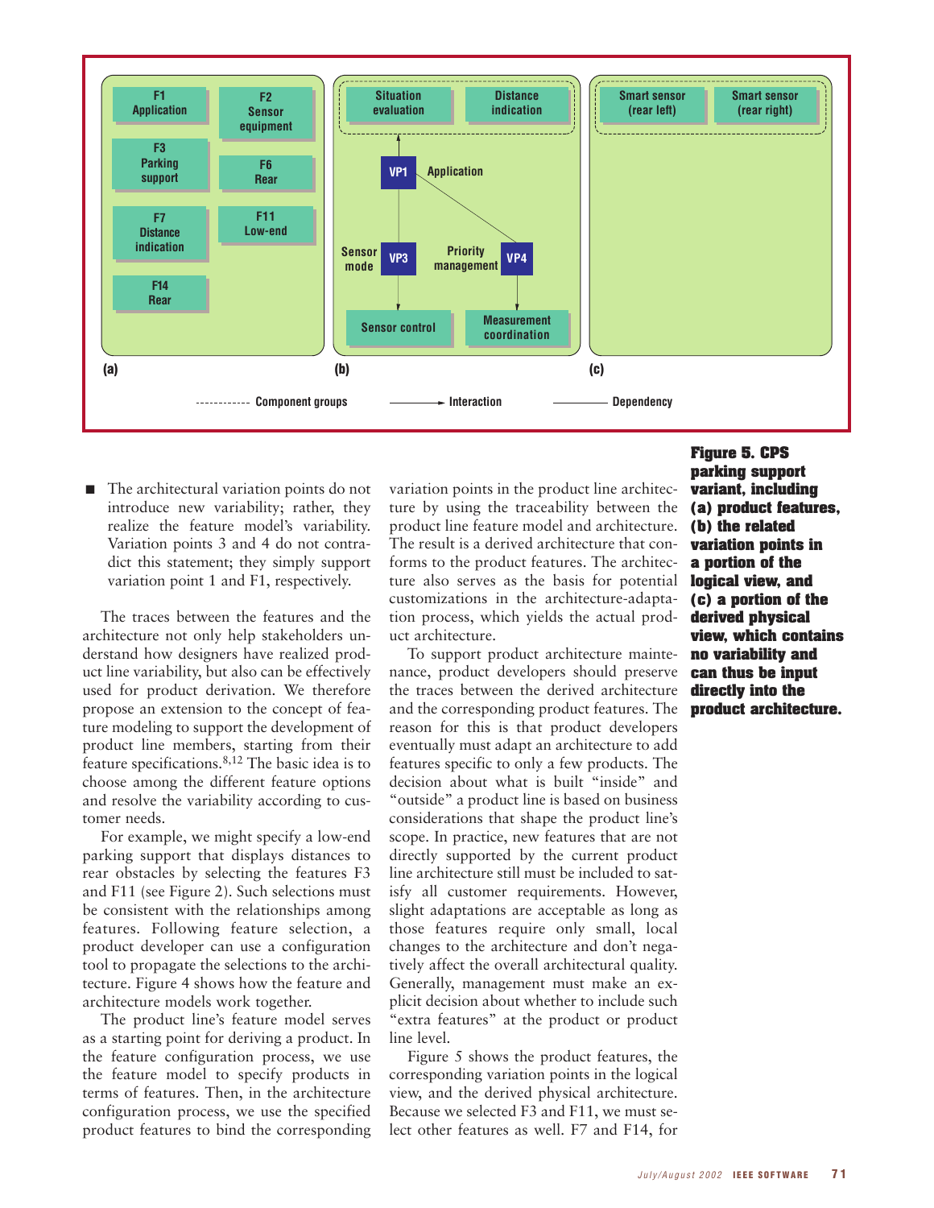(a)

F1 Application

F2 Sensor equipment

F3 Parking support

F6 Rear

F7 Distance indication

F11 Low-end

F14 Rear

(b)

Situation evaluation

Distance indication

VP1

Application

Sensor mode

VP3

Priority management

VP4

Sensor control

Measurement coordination

(c)

Smart sensor (rear left)

Smart sensor (rear right)

Component groups

Interaction

Dependency

**Figure 5. CPS parking support variant, including (a) product features, (b) the related variation points in a portion of the logical view, and (c) a portion of the derived physical view, which contains no variability and can thus be input directly into the product architecture.**

- The architectural variation points do not introduce new variability; rather, they realize the feature model's variability. Variation points 3 and 4 do not contradict this statement; they simply support variation point 1 and F1, respectively.

The traces between the features and the architecture not only help stakeholders understand how designers have realized product line variability, but also can be effectively used for product derivation. We therefore propose an extension to the concept of feature modeling to support the development of product line members, starting from their feature specifications.[8,12] The basic idea is to choose among the different feature options and resolve the variability according to customer needs.

For example, we might specify a low-end parking support that displays distances to rear obstacles by selecting the features F3 and F11 (see Figure 2). Such selections must be consistent with the relationships among features. Following feature selection, a product developer can use a configuration tool to propagate the selections to the architecture. Figure 4 shows how the feature and architecture models work together.

The product line's feature model serves as a starting point for deriving a product. In the feature configuration process, we use the feature model to specify products in terms of features. Then, in the architecture configuration process, we use the specified product features to bind the corresponding variation points in the product line architecture by using the traceability between the product line feature model and architecture. The result is a derived architecture that conforms to the product features. The architecture also serves as the basis for potential customizations in the architecture-adaptation process, which yields the actual product architecture.

To support product architecture maintenance, product developers should preserve the traces between the derived architecture and the corresponding product features. The reason for this is that product developers eventually must adapt an architecture to add features specific to only a few products. The decision about what is built "inside" and "outside" a product line is based on business considerations that shape the product line's scope. In practice, new features that are not directly supported by the current product line architecture still must be included to satisfy all customer requirements. However, slight adaptations are acceptable as long as those features require only small, local changes to the architecture and don't negatively affect the overall architectural quality. Generally, management must make an explicit decision about whether to include such "extra features" at the product or product line level.

Figure 5 shows the product features, the corresponding variation points in the logical view, and the derived physical architecture. Because we selected F3 and F11, we must select other features as well. F7 and F14, for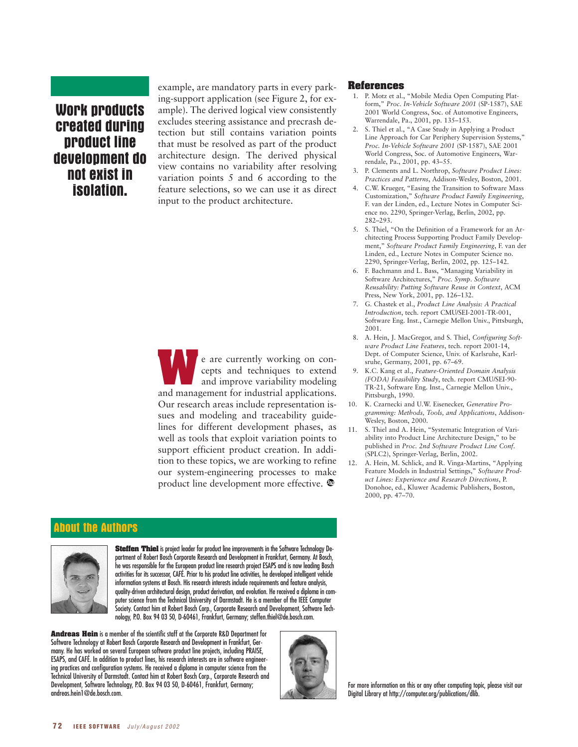example, are mandatory parts in every parking-support application (see Figure 2, for example). The derived logical view consistently excludes steering assistance and precrash detection but still contains variation points that must be resolved as part of the product architecture design. The derived physical view contains no variability after resolving variation points 5 and 6 according to the feature selections, so we can use it as direct input to the product architecture.

**Work products created during product line development do not exist in isolation.**

We are currently working on concepts and techniques to extend and improve variability modeling and management for industrial applications. Our research areas include representation issues and modeling and traceability guidelines for different development phases, as well as tools that exploit variation points to support efficient product creation. In addition to these topics, we are working to refine our system-engineering processes to make product line development more effective.

## References

1. P. Motz et al., "Mobile Media Open Computing Platform," *Proc. In-Vehicle Software 2001* (SP-1587), SAE 2001 World Congress, Soc. of Automotive Engineers, Warrendale, Pa., 2001, pp. 135–153.
2. S. Thiel et al., "A Case Study in Applying a Product Line Approach for Car Periphery Supervision Systems," *Proc. In-Vehicle Software 2001* (SP-1587), SAE 2001 World Congress, Soc. of Automotive Engineers, Warrendale, Pa., 2001, pp. 43–55.
3. P. Clements and L. Northrop, *Software Product Lines: Practices and Patterns*, Addison-Wesley, Boston, 2001.
4. C.W. Krueger, "Easing the Transition to Software Mass Customization," *Software Product Family Engineering*, F. van der Linden, ed., Lecture Notes in Computer Science no. 2290, Springer-Verlag, Berlin, 2002, pp. 282–293.
5. S. Thiel, "On the Definition of a Framework for an Architecting Process Supporting Product Family Development," *Software Product Family Engineering*, F. van der Linden, ed., Lecture Notes in Computer Science no. 2290, Springer-Verlag, Berlin, 2002, pp. 125–142.
6. F. Bachmann and L. Bass, "Managing Variability in Software Architectures," *Proc. Symp. Software Reusability: Putting Software Reuse in Context*, ACM Press, New York, 2001, pp. 126–132.
7. G. Chastek et al., *Product Line Analysis: A Practical Introduction*, tech. report CMU/SEI-2001-TR-001, Software Eng. Inst., Carnegie Mellon Univ., Pittsburgh, 2001.
8. A. Hein, J. MacGregor, and S. Thiel, *Configuring Software Product Line Features*, tech. report 2001-14, Dept. of Computer Science, Univ. of Karlsruhe, Karlsruhe, Germany, 2001, pp. 67–69.
9. K.C. Kang et al., *Feature-Oriented Domain Analysis (FODA) Feasibility Study*, tech. report CMU/SEI-90-TR-21, Software Eng. Inst., Carnegie Mellon Univ., Pittsburgh, 1990.
10. K. Czarnecki and U.W. Eisenecker, *Generative Programming: Methods, Tools, and Applications*, Addison-Wesley, Boston, 2000.
11. S. Thiel and A. Hein, "Systematic Integration of Variability into Product Line Architecture Design," to be published in *Proc. 2nd Software Product Line Conf.* (SPLC2), Springer-Verlag, Berlin, 2002.
12. A. Hein, M. Schlick, and R. Vinga-Martins, "Applying Feature Models in Industrial Settings," *Software Product Lines: Experience and Research Directions*, P. Donohoe, ed., Kluwer Academic Publishers, Boston, 2000, pp. 47–70.

## About the Authors

**Steffen Thiel** is project leader for product line improvements in the Software Technology Department of Robert Bosch Corporate Research and Development in Frankfurt, Germany. At Bosch, he was responsible for the European product line research project ESAPS and is now leading Bosch activities for its successor, CAFÉ. Prior to his product line activities, he developed intelligent vehicle information systems at Bosch. His research interests include requirements and feature analysis, quality-driven architectural design, product derivation, and evolution. He received a diploma in computer science from the Technical University of Darmstadt. He is a member of the IEEE Computer Society. Contact him at Robert Bosch Corp., Corporate Research and Development, Software Technology, P.O. Box 94 03 50, D-60461, Frankfurt, Germany; steffen.thiel@de.bosch.com.

**Andreas Hein** is a member of the scientific staff at the Corporate R&D Department for Software Technology at Robert Bosch Corporate Research and Development in Frankfurt, Germany. He has worked on several European software product line projects, including PRAISE, ESAPS, and CAFÉ. In addition to product lines, his research interests are in software engineering practices and configuration systems. He received a diploma in computer science from the Technical University of Darmstadt. Contact him at Robert Bosch Corp., Corporate Research and Development, Software Technology, P.O. Box 94 03 50, D-60461, Frankfurt, Germany; andreas.hein1@de.bosch.com.

For more information on this or any other computing topic, please visit our Digital Library at http://computer.org/publications/dlib.